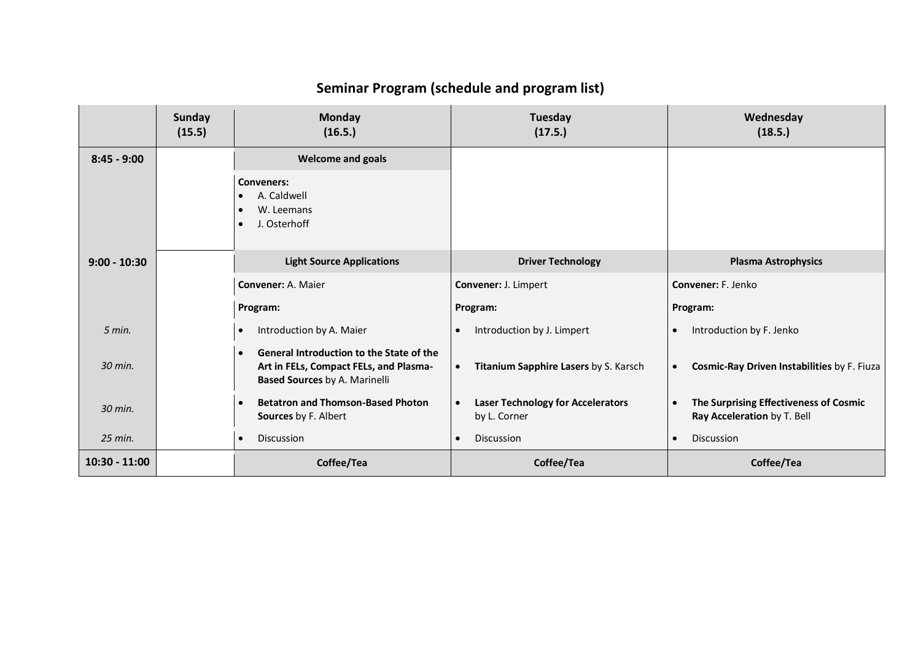# Seminar Program (schedule and program list)

| | Sunday (15.5) | Monday (16.5.) | Tuesday (17.5.) | Wednesday (18.5.) |
|---|---|---|---|---|
| **8:45 - 9:00** | | **Welcome and goals** | | |
| | | **Conveners:** • A. Caldwell • W. Leemans • J. Osterhoff | | |
| **9:00 - 10:30** | | **Light Source Applications** | **Driver Technology** | **Plasma Astrophysics** |
| | | **Convener:** A. Maier | **Convener:** J. Limpert | **Convener:** F. Jenko |
| | | **Program:** | **Program:** | **Program:** |
| *5 min.* | | • Introduction by A. Maier | • Introduction by J. Limpert | • Introduction by F. Jenko |
| *30 min.* | | • **General Introduction to the State of the Art in FELs, Compact FELs, and Plasma-Based Sources** by A. Marinelli | • **Titanium Sapphire Lasers** by S. Karsch | • **Cosmic-Ray Driven Instabilities** by F. Fiuza |
| *30 min.* | | • **Betatron and Thomson-Based Photon Sources** by F. Albert | • **Laser Technology for Accelerators** by L. Corner | • **The Surprising Effectiveness of Cosmic Ray Acceleration** by T. Bell |
| *25 min.* | | • Discussion | • Discussion | • Discussion |
| **10:30 - 11:00** | | **Coffee/Tea** | **Coffee/Tea** | **Coffee/Tea** |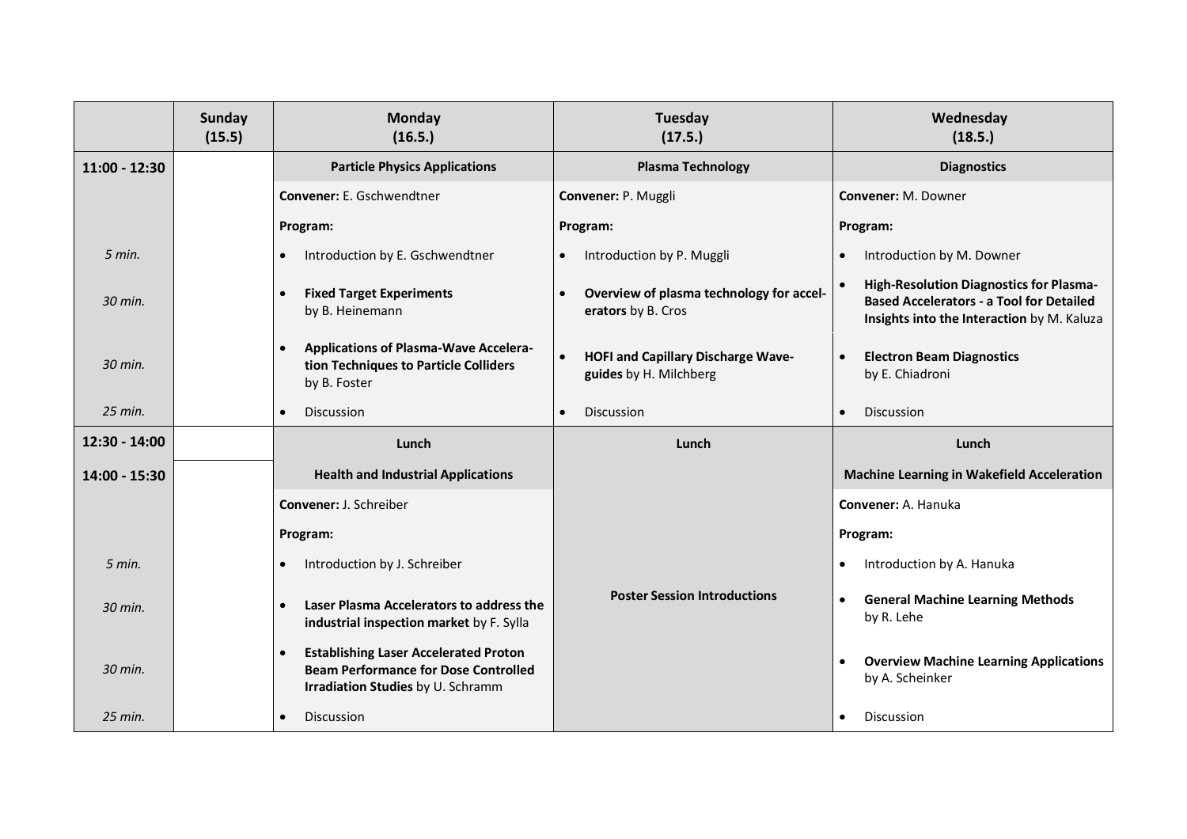| | Sunday (15.5) | Monday (16.5.) | Tuesday (17.5.) | Wednesday (18.5.) |
|---|---|---|---|---|
| **11:00 - 12:30** | | **Particle Physics Applications** | **Plasma Technology** | **Diagnostics** |
| | | **Convener:** E. Gschwendtner | **Convener:** P. Muggli | **Convener:** M. Downer |
| | | **Program:** | **Program:** | **Program:** |
| *5 min.* | | • Introduction by E. Gschwendtner | • Introduction by P. Muggli | • Introduction by M. Downer |
| *30 min.* | | • **Fixed Target Experiments** by B. Heinemann | • **Overview of plasma technology for accelerators** by B. Cros | • **High-Resolution Diagnostics for Plasma-Based Accelerators - a Tool for Detailed Insights into the Interaction** by M. Kaluza |
| *30 min.* | | • **Applications of Plasma-Wave Acceleration Techniques to Particle Colliders** by B. Foster | • **HOFI and Capillary Discharge Waveguides** by H. Milchberg | • **Electron Beam Diagnostics** by E. Chiadroni |
| *25 min.* | | • Discussion | • Discussion | • Discussion |
| **12:30 - 14:00** | | **Lunch** | **Lunch** | **Lunch** |
| **14:00 - 15:30** | | **Health and Industrial Applications** | | **Machine Learning in Wakefield Acceleration** |
| | | **Convener:** J. Schreiber | | **Convener:** A. Hanuka |
| | | **Program:** | | **Program:** |
| *5 min.* | | • Introduction by J. Schreiber | | • Introduction by A. Hanuka |
| *30 min.* | | • **Laser Plasma Accelerators to address the industrial inspection market** by F. Sylla | **Poster Session Introductions** | • **General Machine Learning Methods** by R. Lehe |
| *30 min.* | | • **Establishing Laser Accelerated Proton Beam Performance for Dose Controlled Irradiation Studies** by U. Schramm | | • **Overview Machine Learning Applications** by A. Scheinker |
| *25 min.* | | • Discussion | | • Discussion |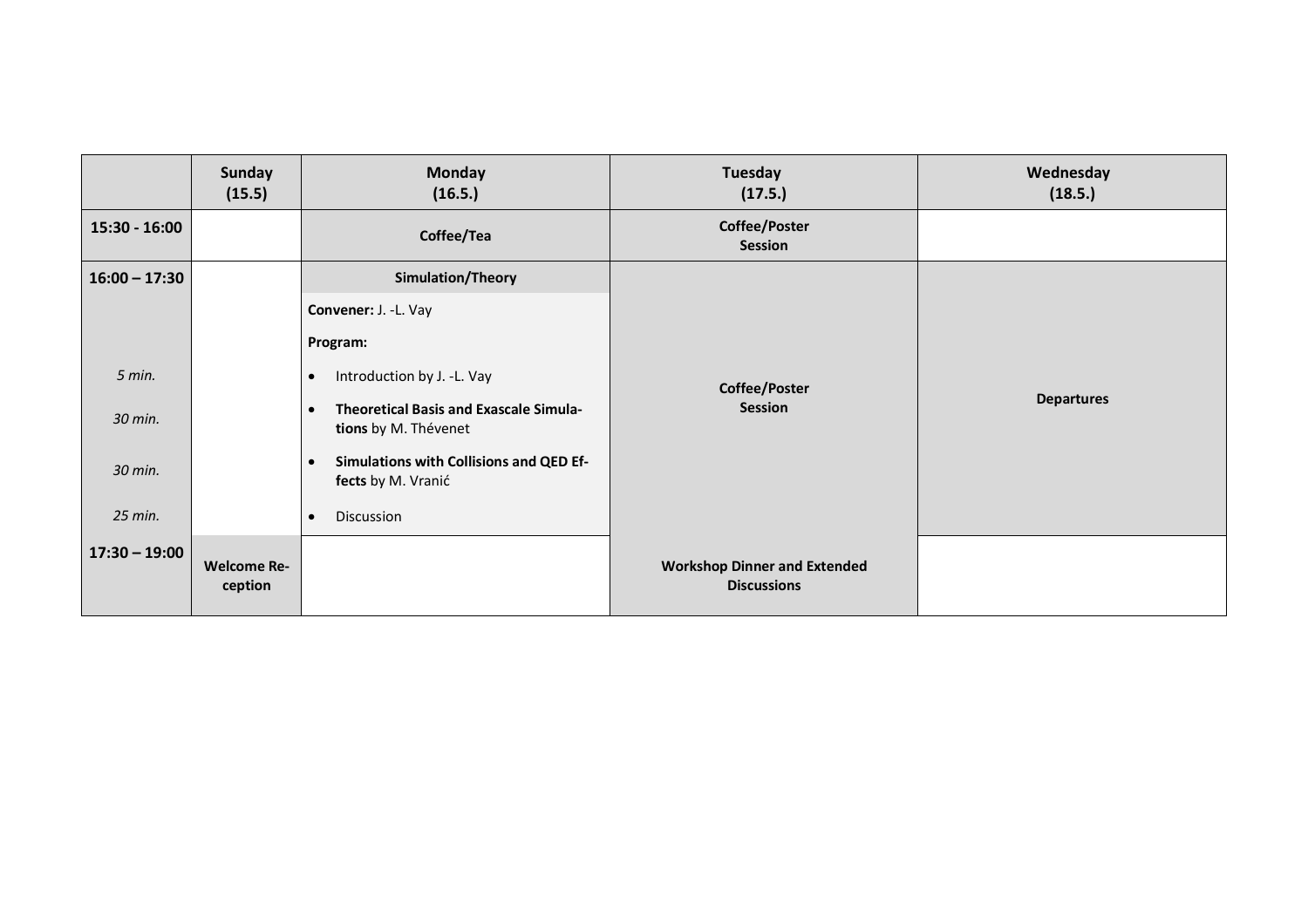| | Sunday (15.5) | Monday (16.5.) | Tuesday (17.5.) | Wednesday (18.5.) |
|---|---|---|---|---|
| **15:30 - 16:00** | | **Coffee/Tea** | **Coffee/Poster Session** | |
| **16:00 – 17:30** | | **Simulation/Theory** | **Coffee/Poster Session** | **Departures** |
| | | **Convener:** J. -L. Vay | | |
| | | **Program:** | | |
| *5 min.* | | • Introduction by J. -L. Vay | | |
| *30 min.* | | • **Theoretical Basis and Exascale Simulations** by M. Thévenet | | |
| *30 min.* | | • **Simulations with Collisions and QED Effects** by M. Vranić | | |
| *25 min.* | | • Discussion | | |
| **17:30 – 19:00** | **Welcome Reception** | | **Workshop Dinner and Extended Discussions** | |